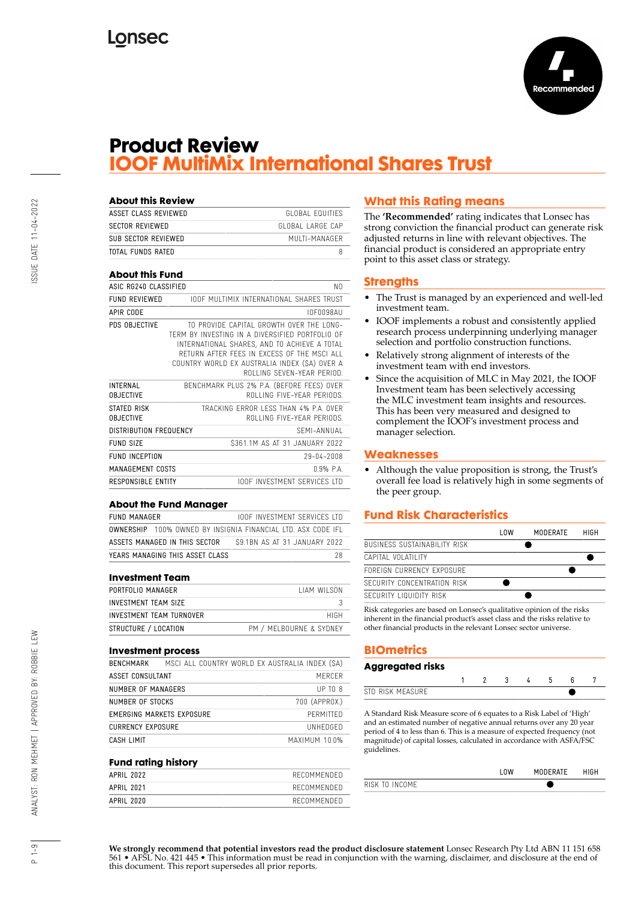# Product Review
## IOOF MultiMix International Shares Trust

### About this Review

| | |
|---|---|
| ASSET CLASS REVIEWED | GLOBAL EQUITIES |
| SECTOR REVIEWED | GLOBAL LARGE CAP |
| SUB SECTOR REVIEWED | MULTI-MANAGER |
| TOTAL FUNDS RATED | 8 |

### About this Fund

| | |
|---|---|
| ASIC RG240 CLASSIFIED | NO |
| FUND REVIEWED | IOOF MULTIMIX INTERNATIONAL SHARES TRUST |
| APIR CODE | IOF0098AU |
| PDS OBJECTIVE | TO PROVIDE CAPITAL GROWTH OVER THE LONG-TERM BY INVESTING IN A DIVERSIFIED PORTFOLIO OF INTERNATIONAL SHARES, AND TO ACHIEVE A TOTAL RETURN AFTER FEES IN EXCESS OF THE MSCI ALL COUNTRY WORLD EX AUSTRALIA INDEX (SA) OVER A ROLLING SEVEN-YEAR PERIOD. |
| INTERNAL OBJECTIVE | BENCHMARK PLUS 2% P.A. (BEFORE FEES) OVER ROLLING FIVE-YEAR PERIODS. |
| STATED RISK OBJECTIVE | TRACKING ERROR LESS THAN 4% P.A. OVER ROLLING FIVE-YEAR PERIODS. |
| DISTRIBUTION FREQUENCY | SEMI-ANNUAL |
| FUND SIZE | $361.1M AS AT 31 JANUARY 2022 |
| FUND INCEPTION | 29-04-2008 |
| MANAGEMENT COSTS | 0.9% P.A. |
| RESPONSIBLE ENTITY | IOOF INVESTMENT SERVICES LTD |

### About the Fund Manager

| | |
|---|---|
| FUND MANAGER | IOOF INVESTMENT SERVICES LTD |
| OWNERSHIP | 100% OWNED BY INSIGNIA FINANCIAL LTD. ASX CODE IFL |
| ASSETS MANAGED IN THIS SECTOR | $9.1BN AS AT 31 JANUARY 2022 |
| YEARS MANAGING THIS ASSET CLASS | 28 |

### Investment Team

| | |
|---|---|
| PORTFOLIO MANAGER | LIAM WILSON |
| INVESTMENT TEAM SIZE | 3 |
| INVESTMENT TEAM TURNOVER | HIGH |
| STRUCTURE / LOCATION | PM / MELBOURNE & SYDNEY |

### Investment process

| | |
|---|---|
| BENCHMARK | MSCI ALL COUNTRY WORLD EX AUSTRALIA INDEX (SA) |
| ASSET CONSULTANT | MERCER |
| NUMBER OF MANAGERS | UP TO 8 |
| NUMBER OF STOCKS | 700 (APPROX.) |
| EMERGING MARKETS EXPOSURE | PERMITTED |
| CURRENCY EXPOSURE | UNHEDGED |
| CASH LIMIT | MAXIMUM 10.0% |

### Fund rating history

| | |
|---|---|
| APRIL 2022 | RECOMMENDED |
| APRIL 2021 | RECOMMENDED |
| APRIL 2020 | RECOMMENDED |

### What this Rating means

The **'Recommended'** rating indicates that Lonsec has strong conviction the financial product can generate risk adjusted returns in line with relevant objectives. The financial product is considered an appropriate entry point to this asset class or strategy.

### Strengths

- The Trust is managed by an experienced and well-led investment team.
- IOOF implements a robust and consistently applied research process underpinning underlying manager selection and portfolio construction functions.
- Relatively strong alignment of interests of the investment team with end investors.
- Since the acquisition of MLC in May 2021, the IOOF Investment team has been selectively accessing the MLC investment team insights and resources. This has been very measured and designed to complement the IOOF's investment process and manager selection.

### Weaknesses

- Although the value proposition is strong, the Trust's overall fee load is relatively high in some segments of the peer group.

### Fund Risk Characteristics

| | LOW | MODERATE | HIGH |
|---|---|---|---|
| BUSINESS SUSTAINABILITY RISK | | ● (low-moderate) | |
| CAPITAL VOLATILITY | | | ● |
| FOREIGN CURRENCY EXPOSURE | | | ● (moderate-high) |
| SECURITY CONCENTRATION RISK | ● | | |
| SECURITY LIQUIDITY RISK | | ● (low-moderate) | |

Risk categories are based on Lonsec's qualitative opinion of the risks inherent in the financial product's asset class and the risks relative to other financial products in the relevant Lonsec sector universe.

### BIOmetrics

#### Aggregated risks

| | 1 | 2 | 3 | 4 | 5 | 6 | 7 |
|---|---|---|---|---|---|---|---|
| STD RISK MEASURE | | | | | | ● | |

A Standard Risk Measure score of 6 equates to a Risk Label of 'High' and an estimated number of negative annual returns over any 20 year period of 4 to less than 6. This is a measure of expected frequency (not magnitude) of capital losses, calculated in accordance with ASFA/FSC guidelines.

| | LOW | MODERATE | HIGH |
|---|---|---|---|
| RISK TO INCOME | | ● | |

**We strongly recommend that potential investors read the product disclosure statement** Lonsec Research Pty Ltd ABN 11 151 658 561 • AFSL No. 421 445 • This information must be read in conjunction with the warning, disclaimer, and disclosure at the end of this document. This report supersedes all prior reports.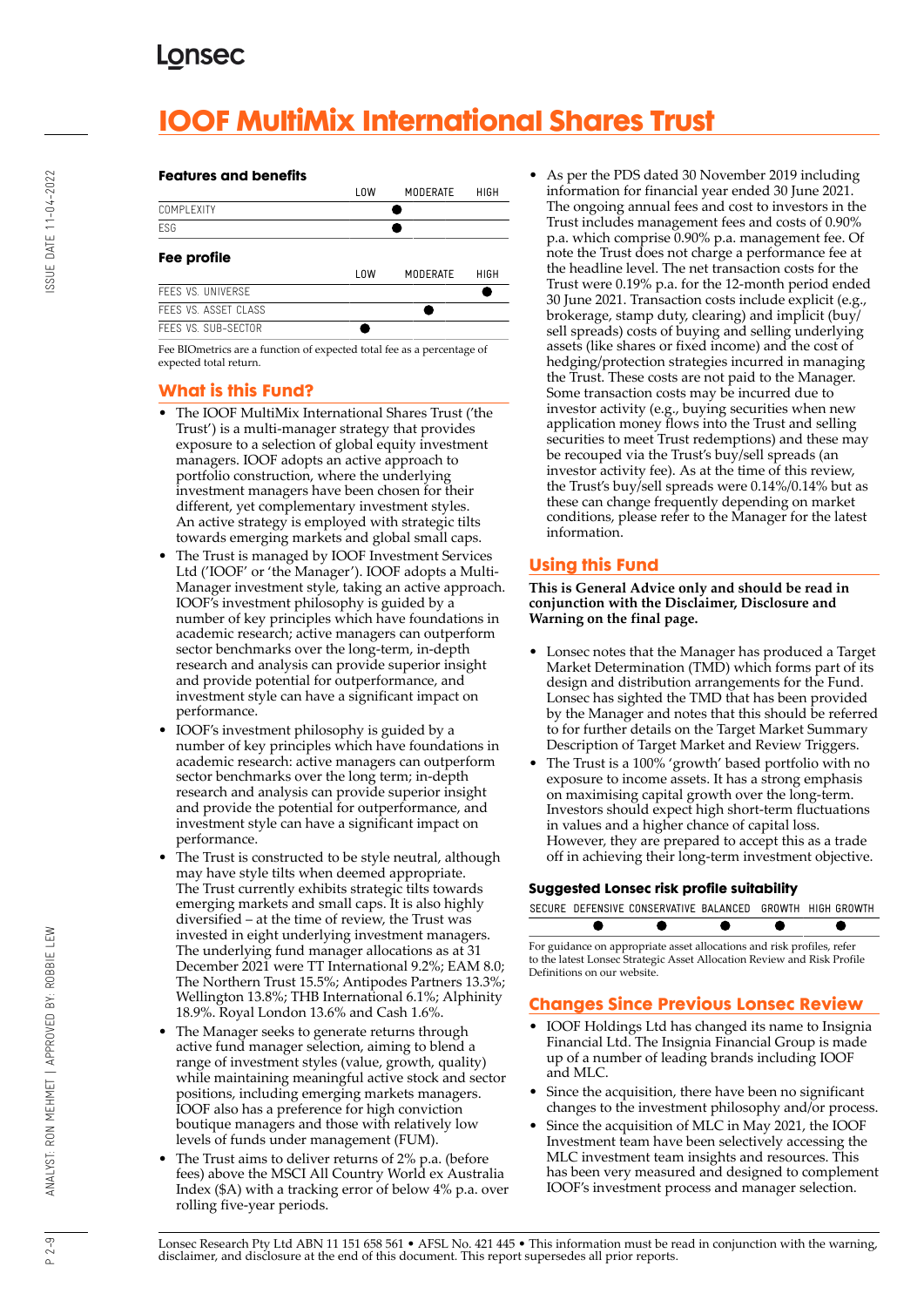# IOOF MultiMix International Shares Trust

### Features and benefits

| | LOW | MODERATE | HIGH |
|---|---|---|---|
| COMPLEXITY | | ● | |
| ESG | | ● | |

### Fee profile

| | LOW | MODERATE | HIGH |
|---|---|---|---|
| FEES VS. UNIVERSE | | | ● |
| FEES VS. ASSET CLASS | | ● | |
| FEES VS. SUB-SECTOR | ● | | |

Fee BIOmetrics are a function of expected total fee as a percentage of expected total return.

## What is this Fund?

- The IOOF MultiMix International Shares Trust ('the Trust') is a multi-manager strategy that provides exposure to a selection of global equity investment managers. IOOF adopts an active approach to portfolio construction, where the underlying investment managers have been chosen for their different, yet complementary investment styles. An active strategy is employed with strategic tilts towards emerging markets and global small caps.
- The Trust is managed by IOOF Investment Services Ltd ('IOOF' or 'the Manager'). IOOF adopts a Multi-Manager investment style, taking an active approach. IOOF's investment philosophy is guided by a number of key principles which have foundations in academic research; active managers can outperform sector benchmarks over the long-term, in-depth research and analysis can provide superior insight and provide potential for outperformance, and investment style can have a significant impact on performance.
- IOOF's investment philosophy is guided by a number of key principles which have foundations in academic research: active managers can outperform sector benchmarks over the long term; in-depth research and analysis can provide superior insight and provide the potential for outperformance, and investment style can have a significant impact on performance.
- The Trust is constructed to be style neutral, although may have style tilts when deemed appropriate. The Trust currently exhibits strategic tilts towards emerging markets and small caps. It is also highly diversified – at the time of review, the Trust was invested in eight underlying investment managers. The underlying fund manager allocations as at 31 December 2021 were TT International 9.2%; EAM 8.0; The Northern Trust 15.5%; Antipodes Partners 13.3%; Wellington 13.8%; THB International 6.1%; Alphinity 18.9%. Royal London 13.6% and Cash 1.6%.
- The Manager seeks to generate returns through active fund manager selection, aiming to blend a range of investment styles (value, growth, quality) while maintaining meaningful active stock and sector positions, including emerging markets managers. IOOF also has a preference for high conviction boutique managers and those with relatively low levels of funds under management (FUM).
- The Trust aims to deliver returns of 2% p.a. (before fees) above the MSCI All Country World ex Australia Index ($A) with a tracking error of below 4% p.a. over rolling five-year periods.
- As per the PDS dated 30 November 2019 including information for financial year ended 30 June 2021. The ongoing annual fees and cost to investors in the Trust includes management fees and costs of 0.90% p.a. which comprise 0.90% p.a. management fee. Of note the Trust does not charge a performance fee at the headline level. The net transaction costs for the Trust were 0.19% p.a. for the 12-month period ended 30 June 2021. Transaction costs include explicit (e.g., brokerage, stamp duty, clearing) and implicit (buy/sell spreads) costs of buying and selling underlying assets (like shares or fixed income) and the cost of hedging/protection strategies incurred in managing the Trust. These costs are not paid to the Manager. Some transaction costs may be incurred due to investor activity (e.g., buying securities when new application money flows into the Trust and selling securities to meet Trust redemptions) and these may be recouped via the Trust's buy/sell spreads (an investor activity fee). As at the time of this review, the Trust's buy/sell spreads were 0.14%/0.14% but as these can change frequently depending on market conditions, please refer to the Manager for the latest information.

## Using this Fund

**This is General Advice only and should be read in conjunction with the Disclaimer, Disclosure and Warning on the final page.**

- Lonsec notes that the Manager has produced a Target Market Determination (TMD) which forms part of its design and distribution arrangements for the Fund. Lonsec has sighted the TMD that has been provided by the Manager and notes that this should be referred to for further details on the Target Market Summary Description of Target Market and Review Triggers.
- The Trust is a 100% 'growth' based portfolio with no exposure to income assets. It has a strong emphasis on maximising capital growth over the long-term. Investors should expect high short-term fluctuations in values and a higher chance of capital loss. However, they are prepared to accept this as a trade off in achieving their long-term investment objective.

### Suggested Lonsec risk profile suitability

| SECURE | DEFENSIVE | CONSERVATIVE | BALANCED | GROWTH | HIGH GROWTH |
|---|---|---|---|---|---|
| | ● | ● | ● | ● | ● |

For guidance on appropriate asset allocations and risk profiles, refer to the latest Lonsec Strategic Asset Allocation Review and Risk Profile Definitions on our website.

## Changes Since Previous Lonsec Review

- IOOF Holdings Ltd has changed its name to Insignia Financial Ltd. The Insignia Financial Group is made up of a number of leading brands including IOOF and MLC.
- Since the acquisition, there have been no significant changes to the investment philosophy and/or process.
- Since the acquisition of MLC in May 2021, the IOOF Investment team have been selectively accessing the MLC investment team insights and resources. This has been very measured and designed to complement IOOF's investment process and manager selection.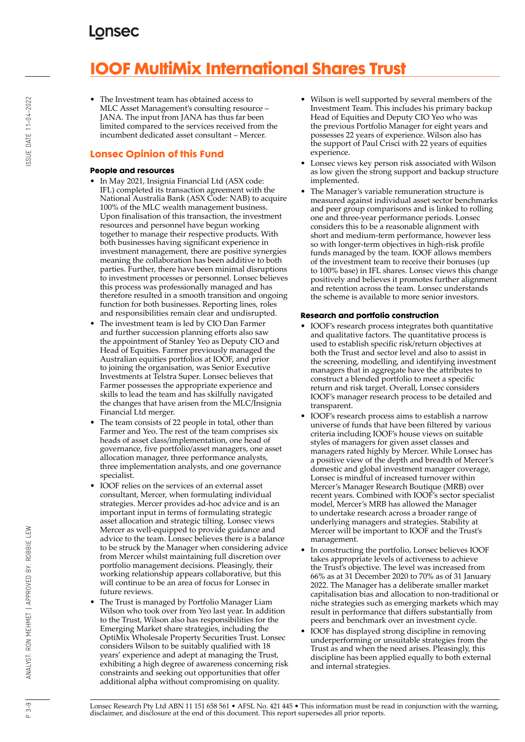# IOOF MultiMix International Shares Trust

- The Investment team has obtained access to MLC Asset Management's consulting resource – JANA. The input from JANA has thus far been limited compared to the services received from the incumbent dedicated asset consultant – Mercer.

## Lonsec Opinion of this Fund

### People and resources

- In May 2021, Insignia Financial Ltd (ASX code: IFL) completed its transaction agreement with the National Australia Bank (ASX Code: NAB) to acquire 100% of the MLC wealth management business. Upon finalisation of this transaction, the investment resources and personnel have begun working together to manage their respective products. With both businesses having significant experience in investment management, there are positive synergies meaning the collaboration has been additive to both parties. Further, there have been minimal disruptions to investment processes or personnel. Lonsec believes this process was professionally managed and has therefore resulted in a smooth transition and ongoing function for both businesses. Reporting lines, roles and responsibilities remain clear and undisrupted.
- The investment team is led by CIO Dan Farmer and further succession planning efforts also saw the appointment of Stanley Yeo as Deputy CIO and Head of Equities. Farmer previously managed the Australian equities portfolios at IOOF, and prior to joining the organisation, was Senior Executive Investments at Telstra Super. Lonsec believes that Farmer possesses the appropriate experience and skills to lead the team and has skilfully navigated the changes that have arisen from the MLC/Insignia Financial Ltd merger.
- The team consists of 22 people in total, other than Farmer and Yeo. The rest of the team comprises six heads of asset class/implementation, one head of governance, five portfolio/asset managers, one asset allocation manager, three performance analysts, three implementation analysts, and one governance specialist.
- IOOF relies on the services of an external asset consultant, Mercer, when formulating individual strategies. Mercer provides ad-hoc advice and is an important input in terms of formulating strategic asset allocation and strategic tilting. Lonsec views Mercer as well-equipped to provide guidance and advice to the team. Lonsec believes there is a balance to be struck by the Manager when considering advice from Mercer whilst maintaining full discretion over portfolio management decisions. Pleasingly, their working relationship appears collaborative, but this will continue to be an area of focus for Lonsec in future reviews.
- The Trust is managed by Portfolio Manager Liam Wilson who took over from Yeo last year. In addition to the Trust, Wilson also has responsibilities for the Emerging Market share strategies, including the OptiMix Wholesale Property Securities Trust. Lonsec considers Wilson to be suitably qualified with 18 years' experience and adept at managing the Trust, exhibiting a high degree of awareness concerning risk constraints and seeking out opportunities that offer additional alpha without compromising on quality.
- Wilson is well supported by several members of the Investment Team. This includes his primary backup Head of Equities and Deputy CIO Yeo who was the previous Portfolio Manager for eight years and possesses 22 years of experience. Wilson also has the support of Paul Crisci with 22 years of equities experience.
- Lonsec views key person risk associated with Wilson as low given the strong support and backup structure implemented.
- The Manager's variable remuneration structure is measured against individual asset sector benchmarks and peer group comparisons and is linked to rolling one and three-year performance periods. Lonsec considers this to be a reasonable alignment with short and medium-term performance, however less so with longer-term objectives in high-risk profile funds managed by the team. IOOF allows members of the investment team to receive their bonuses (up to 100% base) in IFL shares. Lonsec views this change positively and believes it promotes further alignment and retention across the team. Lonsec understands the scheme is available to more senior investors.

### Research and portfolio construction

- IOOF's research process integrates both quantitative and qualitative factors. The quantitative process is used to establish specific risk/return objectives at both the Trust and sector level and also to assist in the screening, modelling, and identifying investment managers that in aggregate have the attributes to construct a blended portfolio to meet a specific return and risk target. Overall, Lonsec considers IOOF's manager research process to be detailed and transparent.
- IOOF's research process aims to establish a narrow universe of funds that have been filtered by various criteria including IOOF's house views on suitable styles of managers for given asset classes and managers rated highly by Mercer. While Lonsec has a positive view of the depth and breadth of Mercer's domestic and global investment manager coverage, Lonsec is mindful of increased turnover within Mercer's Manager Research Boutique (MRB) over recent years. Combined with IOOF's sector specialist model, Mercer's MRB has allowed the Manager to undertake research across a broader range of underlying managers and strategies. Stability at Mercer will be important to IOOF and the Trust's management.
- In constructing the portfolio, Lonsec believes IOOF takes appropriate levels of activeness to achieve the Trust's objective. The level was increased from 66% as at 31 December 2020 to 70% as of 31 January 2022. The Manager has a deliberate smaller market capitalisation bias and allocation to non-traditional or niche strategies such as emerging markets which may result in performance that differs substantially from peers and benchmark over an investment cycle.
- IOOF has displayed strong discipline in removing underperforming or unsuitable strategies from the Trust as and when the need arises. Pleasingly, this discipline has been applied equally to both external and internal strategies.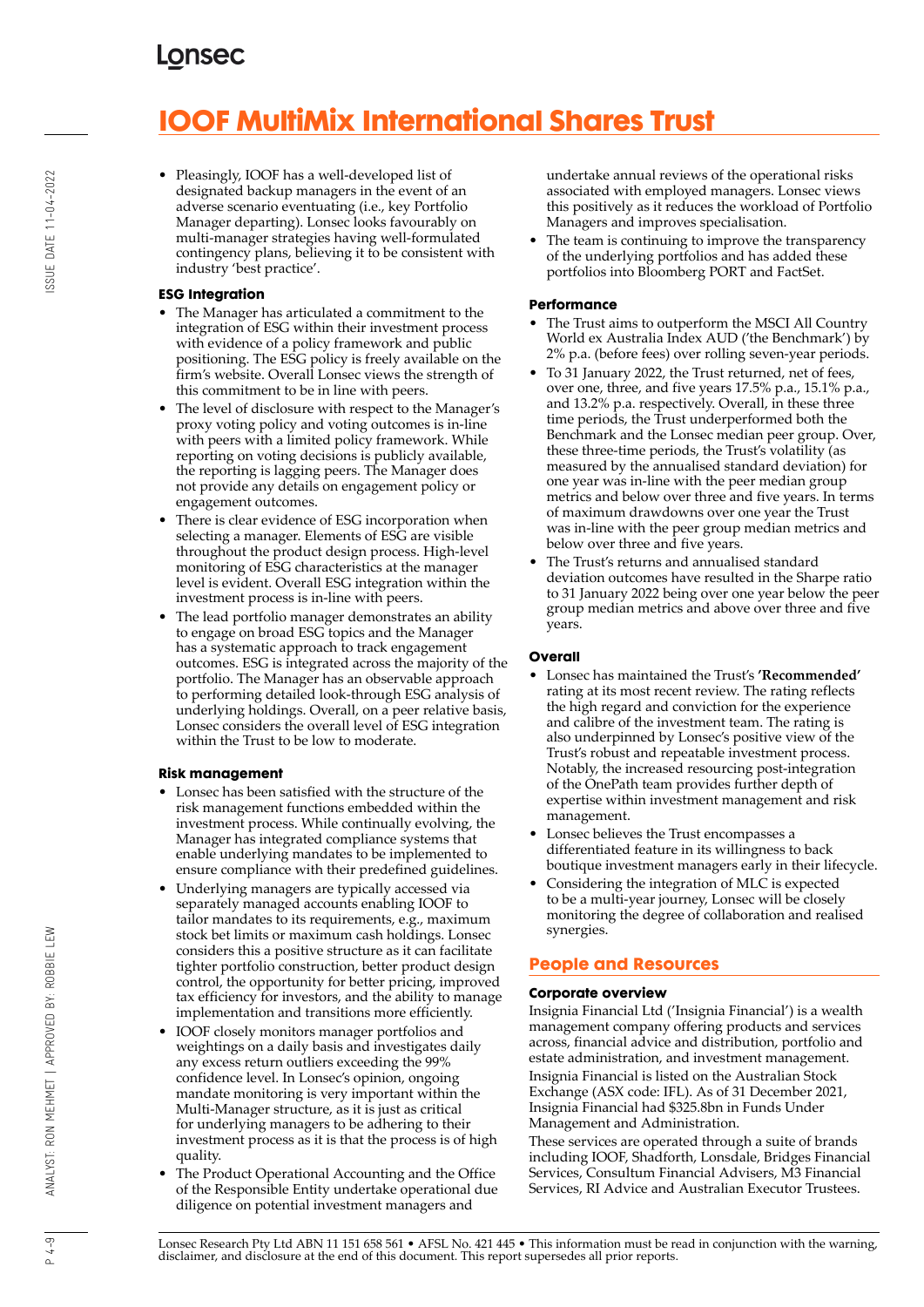# IOOF MultiMix International Shares Trust

- Pleasingly, IOOF has a well-developed list of designated backup managers in the event of an adverse scenario eventuating (i.e., key Portfolio Manager departing). Lonsec looks favourably on multi-manager strategies having well-formulated contingency plans, believing it to be consistent with industry 'best practice'.

### ESG Integration

- The Manager has articulated a commitment to the integration of ESG within their investment process with evidence of a policy framework and public positioning. The ESG policy is freely available on the firm's website. Overall Lonsec views the strength of this commitment to be in line with peers.
- The level of disclosure with respect to the Manager's proxy voting policy and voting outcomes is in-line with peers with a limited policy framework. While reporting on voting decisions is publicly available, the reporting is lagging peers. The Manager does not provide any details on engagement policy or engagement outcomes.
- There is clear evidence of ESG incorporation when selecting a manager. Elements of ESG are visible throughout the product design process. High-level monitoring of ESG characteristics at the manager level is evident. Overall ESG integration within the investment process is in-line with peers.
- The lead portfolio manager demonstrates an ability to engage on broad ESG topics and the Manager has a systematic approach to track engagement outcomes. ESG is integrated across the majority of the portfolio. The Manager has an observable approach to performing detailed look-through ESG analysis of underlying holdings. Overall, on a peer relative basis, Lonsec considers the overall level of ESG integration within the Trust to be low to moderate.

### Risk management

- Lonsec has been satisfied with the structure of the risk management functions embedded within the investment process. While continually evolving, the Manager has integrated compliance systems that enable underlying mandates to be implemented to ensure compliance with their predefined guidelines.
- Underlying managers are typically accessed via separately managed accounts enabling IOOF to tailor mandates to its requirements, e.g., maximum stock bet limits or maximum cash holdings. Lonsec considers this a positive structure as it can facilitate tighter portfolio construction, better product design control, the opportunity for better pricing, improved tax efficiency for investors, and the ability to manage implementation and transitions more efficiently.
- IOOF closely monitors manager portfolios and weightings on a daily basis and investigates daily any excess return outliers exceeding the 99% confidence level. In Lonsec's opinion, ongoing mandate monitoring is very important within the Multi-Manager structure, as it is just as critical for underlying managers to be adhering to their investment process as it is that the process is of high quality.
- The Product Operational Accounting and the Office of the Responsible Entity undertake operational due diligence on potential investment managers and undertake annual reviews of the operational risks associated with employed managers. Lonsec views this positively as it reduces the workload of Portfolio Managers and improves specialisation.
- The team is continuing to improve the transparency of the underlying portfolios and has added these portfolios into Bloomberg PORT and FactSet.

### Performance

- The Trust aims to outperform the MSCI All Country World ex Australia Index AUD ('the Benchmark') by 2% p.a. (before fees) over rolling seven-year periods.
- To 31 January 2022, the Trust returned, net of fees, over one, three, and five years 17.5% p.a., 15.1% p.a., and 13.2% p.a. respectively. Overall, in these three time periods, the Trust underperformed both the Benchmark and the Lonsec median peer group. Over, these three-time periods, the Trust's volatility (as measured by the annualised standard deviation) for one year was in-line with the peer median group metrics and below over three and five years. In terms of maximum drawdowns over one year the Trust was in-line with the peer group median metrics and below over three and five years.
- The Trust's returns and annualised standard deviation outcomes have resulted in the Sharpe ratio to 31 January 2022 being over one year below the peer group median metrics and above over three and five years.

### Overall

- Lonsec has maintained the Trust's **'Recommended'** rating at its most recent review. The rating reflects the high regard and conviction for the experience and calibre of the investment team. The rating is also underpinned by Lonsec's positive view of the Trust's robust and repeatable investment process. Notably, the increased resourcing post-integration of the OnePath team provides further depth of expertise within investment management and risk management.
- Lonsec believes the Trust encompasses a differentiated feature in its willingness to back boutique investment managers early in their lifecycle.
- Considering the integration of MLC is expected to be a multi-year journey, Lonsec will be closely monitoring the degree of collaboration and realised synergies.

## People and Resources

### Corporate overview

Insignia Financial Ltd ('Insignia Financial') is a wealth management company offering products and services across, financial advice and distribution, portfolio and estate administration, and investment management.

Insignia Financial is listed on the Australian Stock Exchange (ASX code: IFL). As of 31 December 2021, Insignia Financial had $325.8bn in Funds Under Management and Administration.

These services are operated through a suite of brands including IOOF, Shadforth, Lonsdale, Bridges Financial Services, Consultum Financial Advisers, M3 Financial Services, RI Advice and Australian Executor Trustees.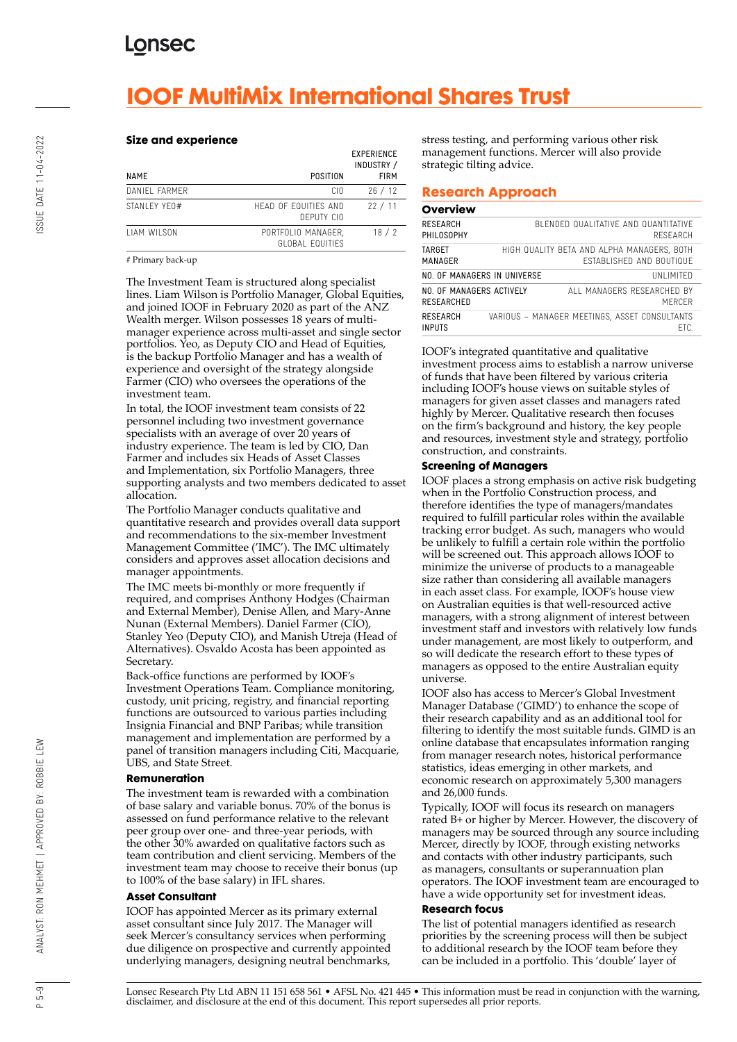# IOOF MultiMix International Shares Trust

### Size and experience

| NAME | POSITION | EXPERIENCE INDUSTRY / FIRM |
|---|---|---|
| DANIEL FARMER | CIO | 26 / 12 |
| STANLEY YEO# | HEAD OF EQUITIES AND DEPUTY CIO | 22 / 11 |
| LIAM WILSON | PORTFOLIO MANAGER, GLOBAL EQUITIES | 18 / 2 |

# Primary back-up

The Investment Team is structured along specialist lines. Liam Wilson is Portfolio Manager, Global Equities, and joined IOOF in February 2020 as part of the ANZ Wealth merger. Wilson possesses 18 years of multi-manager experience across multi-asset and single sector portfolios. Yeo, as Deputy CIO and Head of Equities, is the backup Portfolio Manager and has a wealth of experience and oversight of the strategy alongside Farmer (CIO) who oversees the operations of the investment team.

In total, the IOOF investment team consists of 22 personnel including two investment governance specialists with an average of over 20 years of industry experience. The team is led by CIO, Dan Farmer and includes six Heads of Asset Classes and Implementation, six Portfolio Managers, three supporting analysts and two members dedicated to asset allocation.

The Portfolio Manager conducts qualitative and quantitative research and provides overall data support and recommendations to the six-member Investment Management Committee ('IMC'). The IMC ultimately considers and approves asset allocation decisions and manager appointments.

The IMC meets bi-monthly or more frequently if required, and comprises Anthony Hodges (Chairman and External Member), Denise Allen, and Mary-Anne Nunan (External Members). Daniel Farmer (CIO), Stanley Yeo (Deputy CIO), and Manish Utreja (Head of Alternatives). Osvaldo Acosta has been appointed as Secretary.

Back-office functions are performed by IOOF's Investment Operations Team. Compliance monitoring, custody, unit pricing, registry, and financial reporting functions are outsourced to various parties including Insignia Financial and BNP Paribas; while transition management and implementation are performed by a panel of transition managers including Citi, Macquarie, UBS, and State Street.

### Remuneration

The investment team is rewarded with a combination of base salary and variable bonus. 70% of the bonus is assessed on fund performance relative to the relevant peer group over one- and three-year periods, with the other 30% awarded on qualitative factors such as team contribution and client servicing. Members of the investment team may choose to receive their bonus (up to 100% of the base salary) in IFL shares.

### Asset Consultant

IOOF has appointed Mercer as its primary external asset consultant since July 2017. The Manager will seek Mercer's consultancy services when performing due diligence on prospective and currently appointed underlying managers, designing neutral benchmarks, stress testing, and performing various other risk management functions. Mercer will also provide strategic tilting advice.

## Research Approach

### Overview

| | |
|---|---|
| RESEARCH PHILOSOPHY | BLENDED QUALITATIVE AND QUANTITATIVE RESEARCH |
| TARGET MANAGER | HIGH QUALITY BETA AND ALPHA MANAGERS, BOTH ESTABLISHED AND BOUTIQUE |
| NO. OF MANAGERS IN UNIVERSE | UNLIMITED |
| NO. OF MANAGERS ACTIVELY RESEARCHED | ALL MANAGERS RESEARCHED BY MERCER |
| RESEARCH INPUTS | VARIOUS – MANAGER MEETINGS, ASSET CONSULTANTS ETC. |

IOOF's integrated quantitative and qualitative investment process aims to establish a narrow universe of funds that have been filtered by various criteria including IOOF's house views on suitable styles of managers for given asset classes and managers rated highly by Mercer. Qualitative research then focuses on the firm's background and history, the key people and resources, investment style and strategy, portfolio construction, and constraints.

### Screening of Managers

IOOF places a strong emphasis on active risk budgeting when in the Portfolio Construction process, and therefore identifies the type of managers/mandates required to fulfill particular roles within the available tracking error budget. As such, managers who would be unlikely to fulfill a certain role within the portfolio will be screened out. This approach allows IOOF to minimize the universe of products to a manageable size rather than considering all available managers in each asset class. For example, IOOF's house view on Australian equities is that well-resourced active managers, with a strong alignment of interest between investment staff and investors with relatively low funds under management, are most likely to outperform, and so will dedicate the research effort to these types of managers as opposed to the entire Australian equity universe.

IOOF also has access to Mercer's Global Investment Manager Database ('GIMD') to enhance the scope of their research capability and as an additional tool for filtering to identify the most suitable funds. GIMD is an online database that encapsulates information ranging from manager research notes, historical performance statistics, ideas emerging in other markets, and economic research on approximately 5,300 managers and 26,000 funds.

Typically, IOOF will focus its research on managers rated B+ or higher by Mercer. However, the discovery of managers may be sourced through any source including Mercer, directly by IOOF, through existing networks and contacts with other industry participants, such as managers, consultants or superannuation plan operators. The IOOF investment team are encouraged to have a wide opportunity set for investment ideas.

### Research focus

The list of potential managers identified as research priorities by the screening process will then be subject to additional research by the IOOF team before they can be included in a portfolio. This 'double' layer of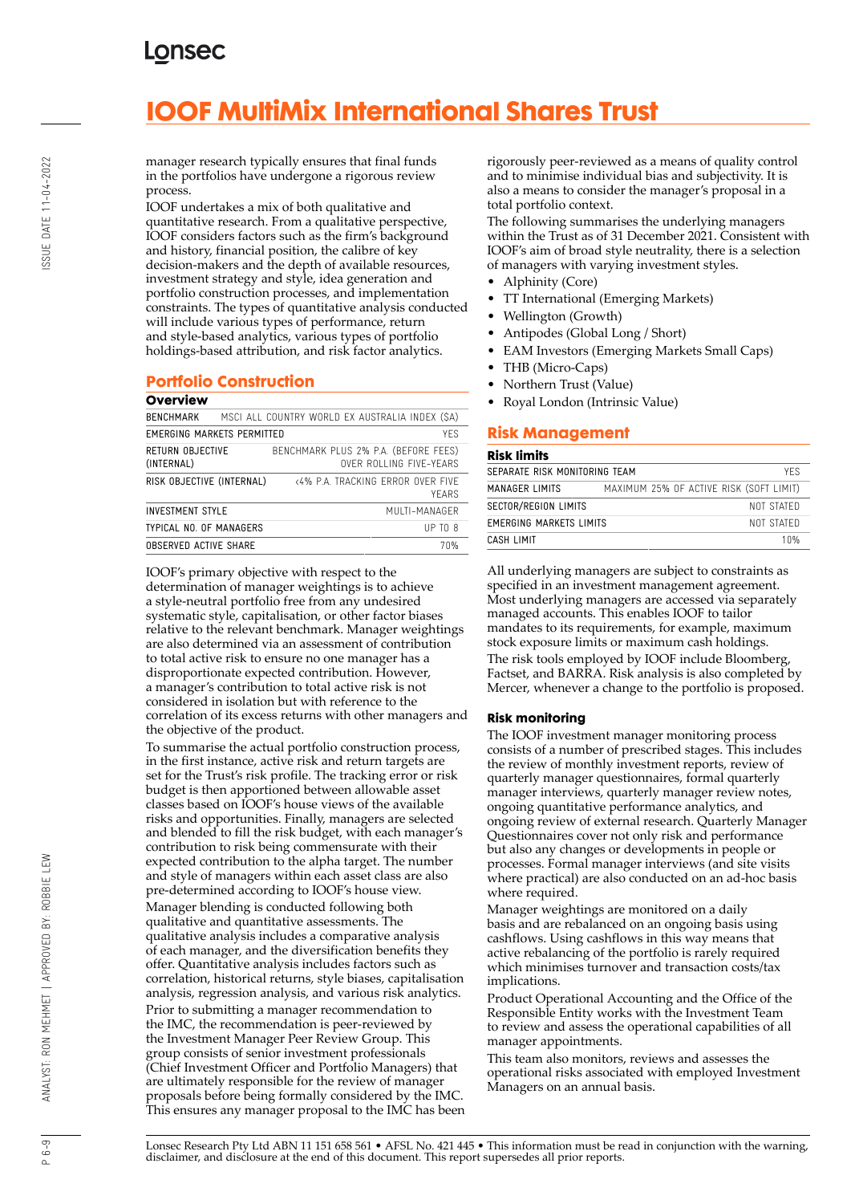manager research typically ensures that final funds in the portfolios have undergone a rigorous review process.

IOOF undertakes a mix of both qualitative and quantitative research. From a qualitative perspective, IOOF considers factors such as the firm's background and history, financial position, the calibre of key decision-makers and the depth of available resources, investment strategy and style, idea generation and portfolio construction processes, and implementation constraints. The types of quantitative analysis conducted will include various types of performance, return and style-based analytics, various types of portfolio holdings-based attribution, and risk factor analytics.

## Portfolio Construction

### Overview

| | |
|---|---|
| BENCHMARK | MSCI ALL COUNTRY WORLD EX AUSTRALIA INDEX ($A) |
| EMERGING MARKETS PERMITTED | YES |
| RETURN OBJECTIVE (INTERNAL) | BENCHMARK PLUS 2% P.A. (BEFORE FEES) OVER ROLLING FIVE-YEARS |
| RISK OBJECTIVE (INTERNAL) | <4% P.A. TRACKING ERROR OVER FIVE YEARS |
| INVESTMENT STYLE | MULTI-MANAGER |
| TYPICAL NO. OF MANAGERS | UP TO 8 |
| OBSERVED ACTIVE SHARE | 70% |

IOOF's primary objective with respect to the determination of manager weightings is to achieve a style-neutral portfolio free from any undesired systematic style, capitalisation, or other factor biases relative to the relevant benchmark. Manager weightings are also determined via an assessment of contribution to total active risk to ensure no one manager has a disproportionate expected contribution. However, a manager's contribution to total active risk is not considered in isolation but with reference to the correlation of its excess returns with other managers and the objective of the product.

To summarise the actual portfolio construction process, in the first instance, active risk and return targets are set for the Trust's risk profile. The tracking error or risk budget is then apportioned between allowable asset classes based on IOOF's house views of the available risks and opportunities. Finally, managers are selected and blended to fill the risk budget, with each manager's contribution to risk being commensurate with their expected contribution to the alpha target. The number and style of managers within each asset class are also pre-determined according to IOOF's house view.

Manager blending is conducted following both qualitative and quantitative assessments. The qualitative analysis includes a comparative analysis of each manager, and the diversification benefits they offer. Quantitative analysis includes factors such as correlation, historical returns, style biases, capitalisation analysis, regression analysis, and various risk analytics.

Prior to submitting a manager recommendation to the IMC, the recommendation is peer-reviewed by the Investment Manager Peer Review Group. This group consists of senior investment professionals (Chief Investment Officer and Portfolio Managers) that are ultimately responsible for the review of manager proposals before being formally considered by the IMC. This ensures any manager proposal to the IMC has been rigorously peer-reviewed as a means of quality control and to minimise individual bias and subjectivity. It is also a means to consider the manager's proposal in a total portfolio context.

The following summarises the underlying managers within the Trust as of 31 December 2021. Consistent with IOOF's aim of broad style neutrality, there is a selection of managers with varying investment styles.

- Alphinity (Core)
- TT International (Emerging Markets)
- Wellington (Growth)
- Antipodes (Global Long / Short)
- EAM Investors (Emerging Markets Small Caps)
- THB (Micro-Caps)
- Northern Trust (Value)
- Royal London (Intrinsic Value)

## Risk Management

### Risk limits

| | |
|---|---|
| SEPARATE RISK MONITORING TEAM | YES |
| MANAGER LIMITS | MAXIMUM 25% OF ACTIVE RISK (SOFT LIMIT) |
| SECTOR/REGION LIMITS | NOT STATED |
| EMERGING MARKETS LIMITS | NOT STATED |
| CASH LIMIT | 10% |

All underlying managers are subject to constraints as specified in an investment management agreement. Most underlying managers are accessed via separately managed accounts. This enables IOOF to tailor mandates to its requirements, for example, maximum stock exposure limits or maximum cash holdings.

The risk tools employed by IOOF include Bloomberg, Factset, and BARRA. Risk analysis is also completed by Mercer, whenever a change to the portfolio is proposed.

### Risk monitoring

The IOOF investment manager monitoring process consists of a number of prescribed stages. This includes the review of monthly investment reports, review of quarterly manager questionnaires, formal quarterly manager interviews, quarterly manager review notes, ongoing quantitative performance analytics, and ongoing review of external research. Quarterly Manager Questionnaires cover not only risk and performance but also any changes or developments in people or processes. Formal manager interviews (and site visits where practical) are also conducted on an ad-hoc basis where required.

Manager weightings are monitored on a daily basis and are rebalanced on an ongoing basis using cashflows. Using cashflows in this way means that active rebalancing of the portfolio is rarely required which minimises turnover and transaction costs/tax implications.

Product Operational Accounting and the Office of the Responsible Entity works with the Investment Team to review and assess the operational capabilities of all manager appointments.

This team also monitors, reviews and assesses the operational risks associated with employed Investment Managers on an annual basis.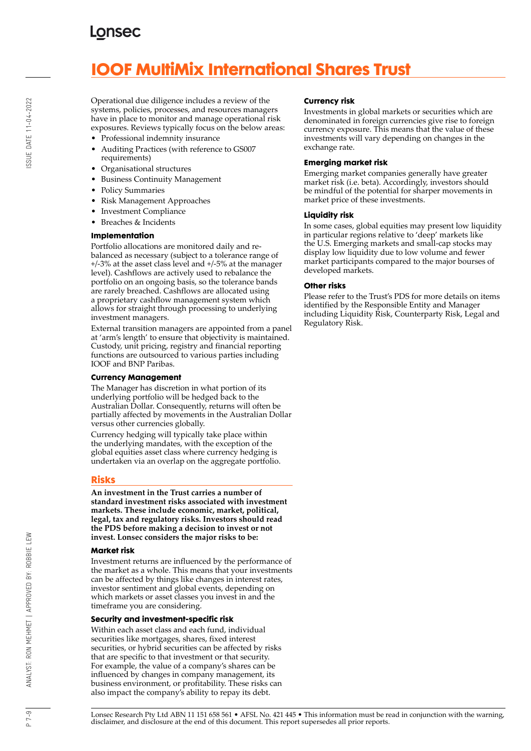# IOOF MultiMix International Shares Trust

Operational due diligence includes a review of the systems, policies, processes, and resources managers have in place to monitor and manage operational risk exposures. Reviews typically focus on the below areas:

- Professional indemnity insurance
- Auditing Practices (with reference to GS007 requirements)
- Organisational structures
- Business Continuity Management
- Policy Summaries
- Risk Management Approaches
- Investment Compliance
- Breaches & Incidents

### Implementation

Portfolio allocations are monitored daily and re-balanced as necessary (subject to a tolerance range of +/-3% at the asset class level and +/-5% at the manager level). Cashflows are actively used to rebalance the portfolio on an ongoing basis, so the tolerance bands are rarely breached. Cashflows are allocated using a proprietary cashflow management system which allows for straight through processing to underlying investment managers.

External transition managers are appointed from a panel at 'arm's length' to ensure that objectivity is maintained. Custody, unit pricing, registry and financial reporting functions are outsourced to various parties including IOOF and BNP Paribas.

### Currency Management

The Manager has discretion in what portion of its underlying portfolio will be hedged back to the Australian Dollar. Consequently, returns will often be partially affected by movements in the Australian Dollar versus other currencies globally.

Currency hedging will typically take place within the underlying mandates, with the exception of the global equities asset class where currency hedging is undertaken via an overlap on the aggregate portfolio.

## Risks

**An investment in the Trust carries a number of standard investment risks associated with investment markets. These include economic, market, political, legal, tax and regulatory risks. Investors should read the PDS before making a decision to invest or not invest. Lonsec considers the major risks to be:**

### Market risk

Investment returns are influenced by the performance of the market as a whole. This means that your investments can be affected by things like changes in interest rates, investor sentiment and global events, depending on which markets or asset classes you invest in and the timeframe you are considering.

### Security and investment-specific risk

Within each asset class and each fund, individual securities like mortgages, shares, fixed interest securities, or hybrid securities can be affected by risks that are specific to that investment or that security. For example, the value of a company's shares can be influenced by changes in company management, its business environment, or profitability. These risks can also impact the company's ability to repay its debt.

### Currency risk

Investments in global markets or securities which are denominated in foreign currencies give rise to foreign currency exposure. This means that the value of these investments will vary depending on changes in the exchange rate.

### Emerging market risk

Emerging market companies generally have greater market risk (i.e. beta). Accordingly, investors should be mindful of the potential for sharper movements in market price of these investments.

### Liquidity risk

In some cases, global equities may present low liquidity in particular regions relative to 'deep' markets like the U.S. Emerging markets and small-cap stocks may display low liquidity due to low volume and fewer market participants compared to the major bourses of developed markets.

### Other risks

Please refer to the Trust's PDS for more details on items identified by the Responsible Entity and Manager including Liquidity Risk, Counterparty Risk, Legal and Regulatory Risk.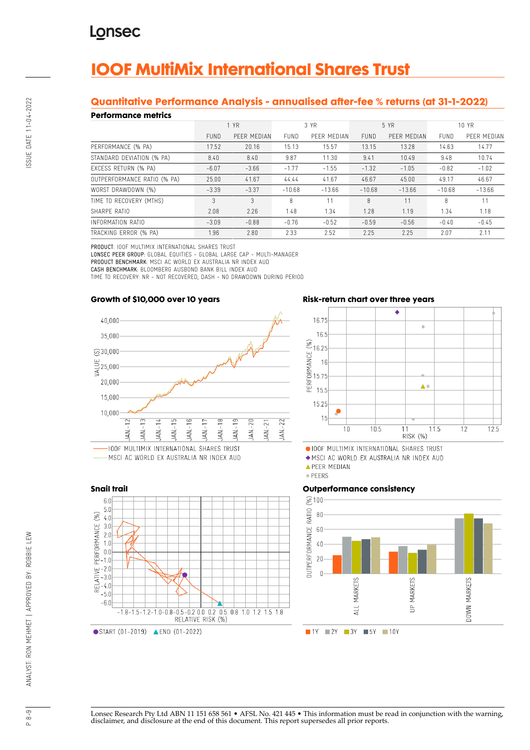# IOOF MultiMix International Shares Trust

## Quantitative Performance Analysis - annualised after-fee % returns (at 31-1-2022)

### Performance metrics

| | 1 YR | | 3 YR | | 5 YR | | 10 YR | |
|---|---|---|---|---|---|---|---|---|
| | FUND | PEER MEDIAN | FUND | PEER MEDIAN | FUND | PEER MEDIAN | FUND | PEER MEDIAN |
| PERFORMANCE (% PA) | 17.52 | 20.16 | 15.13 | 15.57 | 13.15 | 13.28 | 14.63 | 14.77 |
| STANDARD DEVIATION (% PA) | 8.40 | 8.40 | 9.87 | 11.30 | 9.41 | 10.49 | 9.48 | 10.74 |
| EXCESS RETURN (% PA) | -6.07 | -3.66 | -1.77 | -1.55 | -1.32 | -1.05 | -0.82 | -1.02 |
| OUTPERFORMANCE RATIO (% PA) | 25.00 | 41.67 | 44.44 | 41.67 | 46.67 | 45.00 | 49.17 | 46.67 |
| WORST DRAWDOWN (%) | -3.39 | -3.37 | -10.68 | -13.66 | -10.68 | -13.66 | -10.68 | -13.66 |
| TIME TO RECOVERY (MTHS) | 3 | 3 | 8 | 11 | 8 | 11 | 8 | 11 |
| SHARPE RATIO | 2.08 | 2.26 | 1.48 | 1.34 | 1.28 | 1.19 | 1.34 | 1.18 |
| INFORMATION RATIO | -3.09 | -0.88 | -0.76 | -0.52 | -0.59 | -0.56 | -0.40 | -0.45 |
| TRACKING ERROR (% PA) | 1.96 | 2.80 | 2.33 | 2.52 | 2.25 | 2.25 | 2.07 | 2.11 |

**PRODUCT:** IOOF MULTIMIX INTERNATIONAL SHARES TRUST
**LONSEC PEER GROUP:** GLOBAL EQUITIES - GLOBAL LARGE CAP - MULTI-MANAGER
**PRODUCT BENCHMARK:** MSCI AC WORLD EX AUSTRALIA NR INDEX AUD
**CASH BENCHMARK:** BLOOMBERG AUSBOND BANK BILL INDEX AUD
TIME TO RECOVERY: NR - NOT RECOVERED, DASH - NO DRAWDOWN DURING PERIOD

### Growth of $10,000 over 10 years

—— IOOF MULTIMIX INTERNATIONAL SHARES TRUST
······ MSCI AC WORLD EX AUSTRALIA NR INDEX AUD

### Risk-return chart over three years

● IOOF MULTIMIX INTERNATIONAL SHARES TRUST
◆ MSCI AC WORLD EX AUSTRALIA NR INDEX AUD
▲ PEER MEDIAN
● PEERS

### Snail trail

● START (01-2019) ▲ END (01-2022)

### Outperformance consistency

■ 1Y ■ 2Y ■ 3Y ■ 5Y ■ 10Y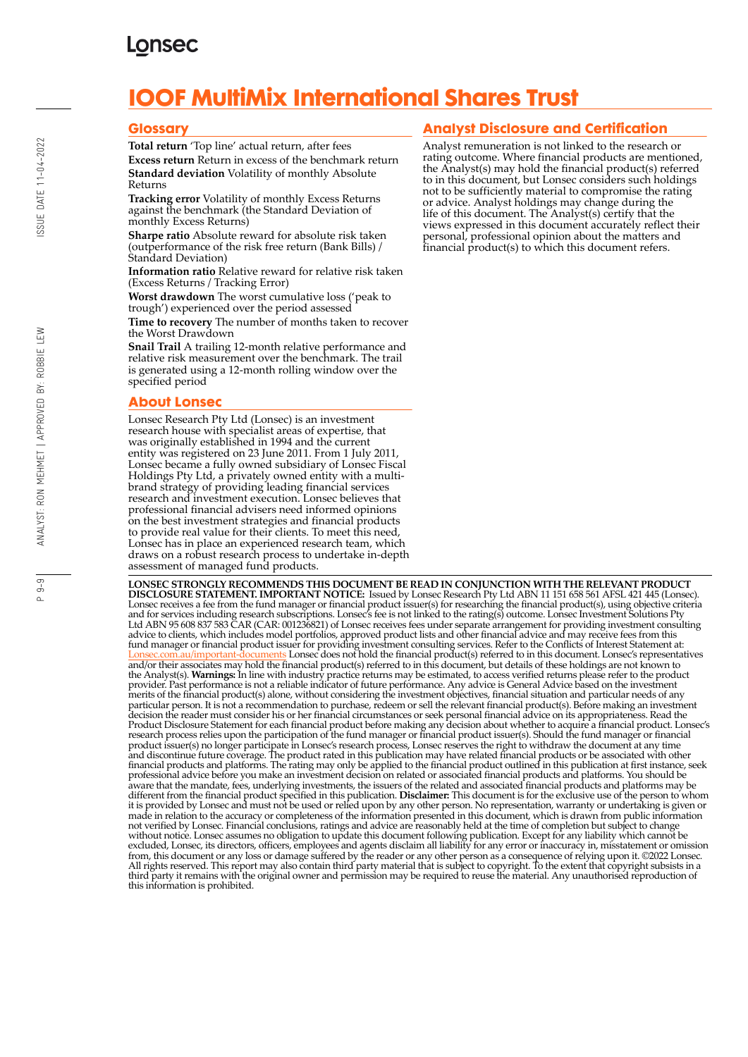# IOOF MultiMix International Shares Trust

## Glossary

**Total return** 'Top line' actual return, after fees

**Excess return** Return in excess of the benchmark return

**Standard deviation** Volatility of monthly Absolute Returns

**Tracking error** Volatility of monthly Excess Returns against the benchmark (the Standard Deviation of monthly Excess Returns)

**Sharpe ratio** Absolute reward for absolute risk taken (outperformance of the risk free return (Bank Bills) / Standard Deviation)

**Information ratio** Relative reward for relative risk taken (Excess Returns / Tracking Error)

**Worst drawdown** The worst cumulative loss ('peak to trough') experienced over the period assessed

**Time to recovery** The number of months taken to recover the Worst Drawdown

**Snail Trail** A trailing 12-month relative performance and relative risk measurement over the benchmark. The trail is generated using a 12-month rolling window over the specified period

## About Lonsec

Lonsec Research Pty Ltd (Lonsec) is an investment research house with specialist areas of expertise, that was originally established in 1994 and the current entity was registered on 23 June 2011. From 1 July 2011, Lonsec became a fully owned subsidiary of Lonsec Fiscal Holdings Pty Ltd, a privately owned entity with a multi-brand strategy of providing leading financial services research and investment execution. Lonsec believes that professional financial advisers need informed opinions on the best investment strategies and financial products to provide real value for their clients. To meet this need, Lonsec has in place an experienced research team, which draws on a robust research process to undertake in-depth assessment of managed fund products.

## Analyst Disclosure and Certification

Analyst remuneration is not linked to the research or rating outcome. Where financial products are mentioned, the Analyst(s) may hold the financial product(s) referred to in this document, but Lonsec considers such holdings not to be sufficiently material to compromise the rating or advice. Analyst holdings may change during the life of this document. The Analyst(s) certify that the views expressed in this document accurately reflect their personal, professional opinion about the matters and financial product(s) to which this document refers.

**LONSEC STRONGLY RECOMMENDS THIS DOCUMENT BE READ IN CONJUNCTION WITH THE RELEVANT PRODUCT DISCLOSURE STATEMENT. IMPORTANT NOTICE:** Issued by Lonsec Research Pty Ltd ABN 11 151 658 561 AFSL 421 445 (Lonsec). Lonsec receives a fee from the fund manager or financial product issuer(s) for researching the financial product(s), using objective criteria and for services including research subscriptions. Lonsec's fee is not linked to the rating(s) outcome. Lonsec Investment Solutions Pty Ltd ABN 95 608 837 583 CAR (CAR: 001236821) of Lonsec receives fees under separate arrangement for providing investment consulting advice to clients, which includes model portfolios, approved product lists and other financial advice and may receive fees from this fund manager or financial product issuer for providing investment consulting services. Refer to the Conflicts of Interest Statement at: Lonsec.com.au/important-documents Lonsec does not hold the financial product(s) referred to in this document. Lonsec's representatives and/or their associates may hold the financial product(s) referred to in this document, but details of these holdings are not known to the Analyst(s). **Warnings:** In line with industry practice returns may be estimated, to access verified returns please refer to the product provider. Past performance is not a reliable indicator of future performance. Any advice is General Advice based on the investment merits of the financial product(s) alone, without considering the investment objectives, financial situation and particular needs of any particular person. It is not a recommendation to purchase, redeem or sell the relevant financial product(s). Before making an investment decision the reader must consider his or her financial circumstances or seek personal financial advice on its appropriateness. Read the Product Disclosure Statement for each financial product before making any decision about whether to acquire a financial product. Lonsec's research process relies upon the participation of the fund manager or financial product issuer(s). Should the fund manager or financial product issuer(s) no longer participate in Lonsec's research process, Lonsec reserves the right to withdraw the document at any time and discontinue future coverage. The product rated in this publication may have related financial products or be associated with other financial products and platforms. The rating may only be applied to the financial product outlined in this publication at first instance, seek professional advice before you make an investment decision on related or associated financial products and platforms. You should be aware that the mandate, fees, underlying investments, the issuers of the related and associated financial products and platforms may be different from the financial product specified in this publication. **Disclaimer:** This document is for the exclusive use of the person to whom it is provided by Lonsec and must not be used or relied upon by any other person. No representation, warranty or undertaking is given or made in relation to the accuracy or completeness of the information presented in this document, which is drawn from public information not verified by Lonsec. Financial conclusions, ratings and advice are reasonably held at the time of completion but subject to change without notice. Lonsec assumes no obligation to update this document following publication. Except for any liability which cannot be excluded, Lonsec, its directors, officers, employees and agents disclaim all liability for any error or inaccuracy in, misstatement or omission from, this document or any loss or damage suffered by the reader or any other person as a consequence of relying upon it. ©2022 Lonsec. All rights reserved. This report may also contain third party material that is subject to copyright. To the extent that copyright subsists in a third party it remains with the original owner and permission may be required to reuse the material. Any unauthorised reproduction of this information is prohibited.